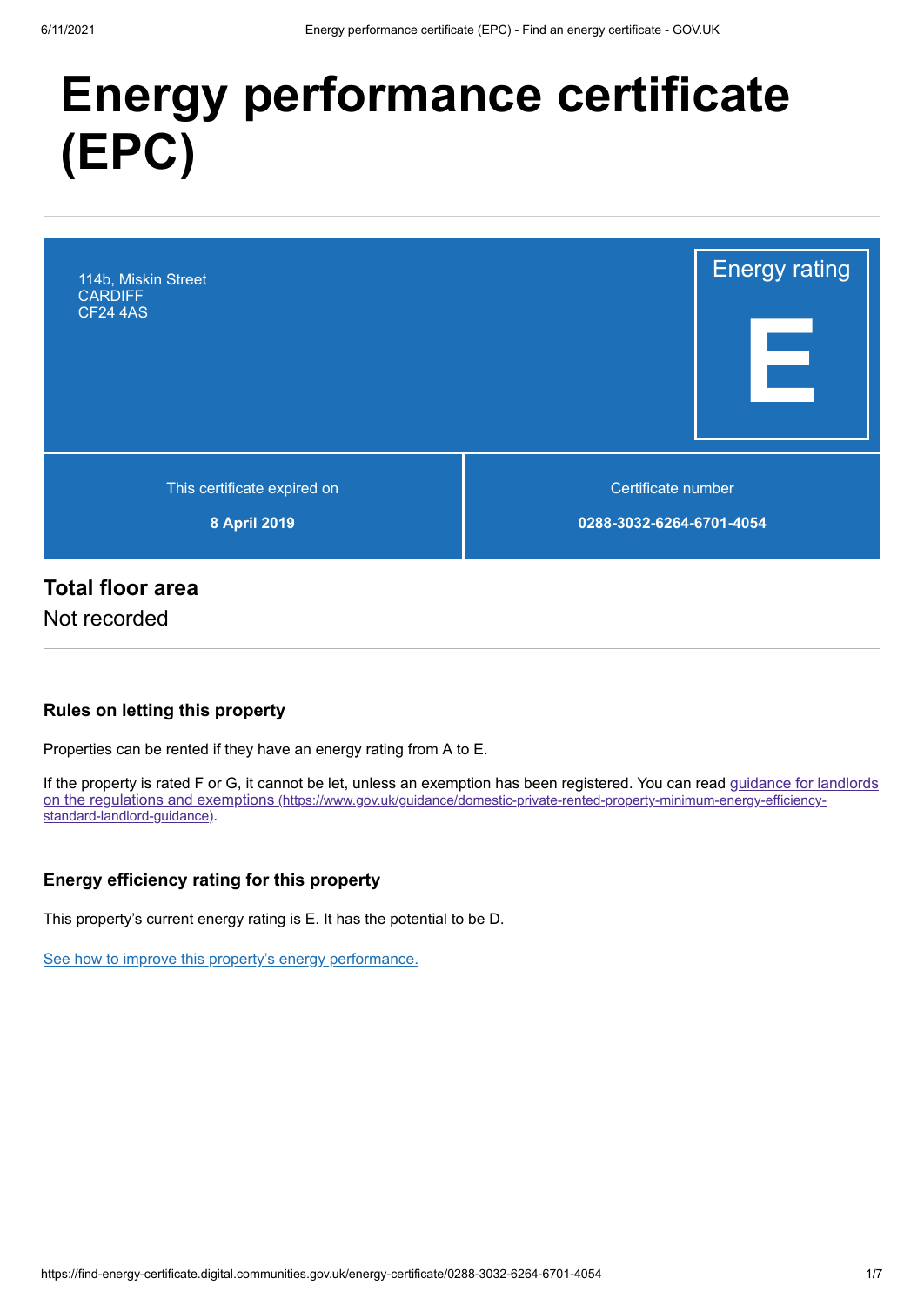# Energy performance certificate (EPC)

114b, Miskin Street
CARDIFF
CF24 4AS

Energy rating

**E**

| This certificate expired on | Certificate number |
| --- | --- |
| **8 April 2019** | **0288-3032-6264-6701-4054** |

## Total floor area

Not recorded

### Rules on letting this property

Properties can be rented if they have an energy rating from A to E.

If the property is rated F or G, it cannot be let, unless an exemption has been registered. You can read [guidance for landlords on the regulations and exemptions](https://www.gov.uk/guidance/domestic-private-rented-property-minimum-energy-efficiency-standard-landlord-guidance) (https://www.gov.uk/guidance/domestic-private-rented-property-minimum-energy-efficiency-standard-landlord-guidance).

### Energy efficiency rating for this property

This property's current energy rating is E. It has the potential to be D.

See how to improve this property's energy performance.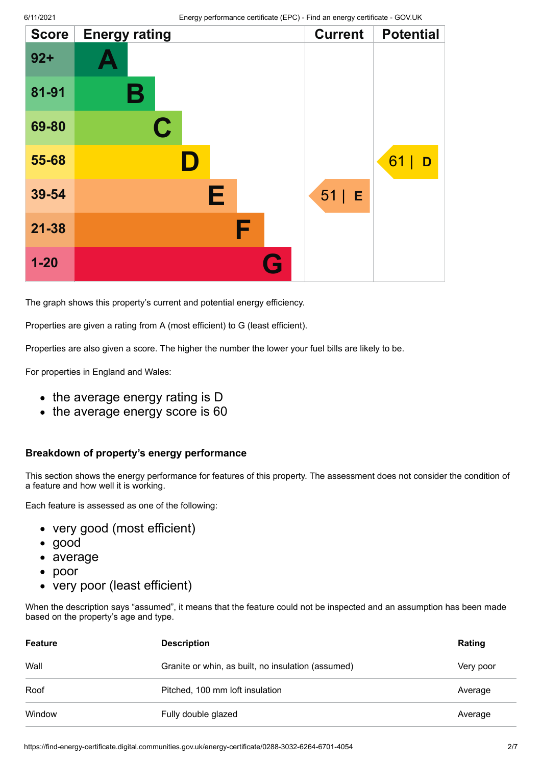| Score | Energy rating | Current | Potential |
| --- | --- | --- | --- |
| 92+ | A | | |
| 81-91 | B | | |
| 69-80 | C | | |
| 55-68 | D | | 61 \| D |
| 39-54 | E | 51 \| E | |
| 21-38 | F | | |
| 1-20 | G | | |

The graph shows this property's current and potential energy efficiency.

Properties are given a rating from A (most efficient) to G (least efficient).

Properties are also given a score. The higher the number the lower your fuel bills are likely to be.

For properties in England and Wales:

- the average energy rating is D
- the average energy score is 60

### Breakdown of property's energy performance

This section shows the energy performance for features of this property. The assessment does not consider the condition of a feature and how well it is working.

Each feature is assessed as one of the following:

- very good (most efficient)
- good
- average
- poor
- very poor (least efficient)

When the description says "assumed", it means that the feature could not be inspected and an assumption has been made based on the property's age and type.

| Feature | Description | Rating |
| --- | --- | --- |
| Wall | Granite or whin, as built, no insulation (assumed) | Very poor |
| Roof | Pitched, 100 mm loft insulation | Average |
| Window | Fully double glazed | Average |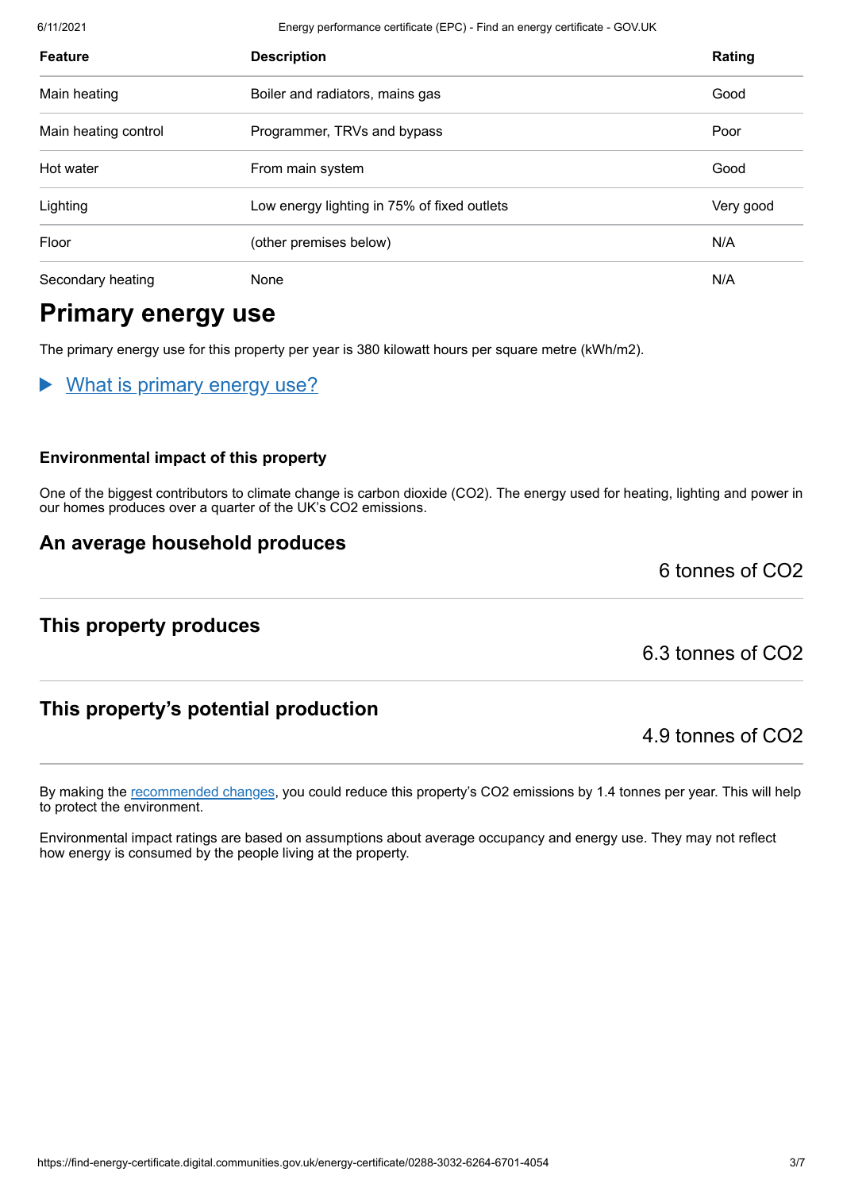| Feature | Description | Rating |
|---|---|---|
| Main heating | Boiler and radiators, mains gas | Good |
| Main heating control | Programmer, TRVs and bypass | Poor |
| Hot water | From main system | Good |
| Lighting | Low energy lighting in 75% of fixed outlets | Very good |
| Floor | (other premises below) | N/A |
| Secondary heating | None | N/A |

# Primary energy use

The primary energy use for this property per year is 380 kilowatt hours per square metre (kWh/m2).

▶ What is primary energy use?

### Environmental impact of this property

One of the biggest contributors to climate change is carbon dioxide ($CO_2$). The energy used for heating, lighting and power in our homes produces over a quarter of the UK's $CO_2$ emissions.

## An average household produces

6 tonnes of $CO_2$

## This property produces

6.3 tonnes of $CO_2$

## This property's potential production

4.9 tonnes of $CO_2$

By making the recommended changes, you could reduce this property's $CO_2$ emissions by 1.4 tonnes per year. This will help to protect the environment.

Environmental impact ratings are based on assumptions about average occupancy and energy use. They may not reflect how energy is consumed by the people living at the property.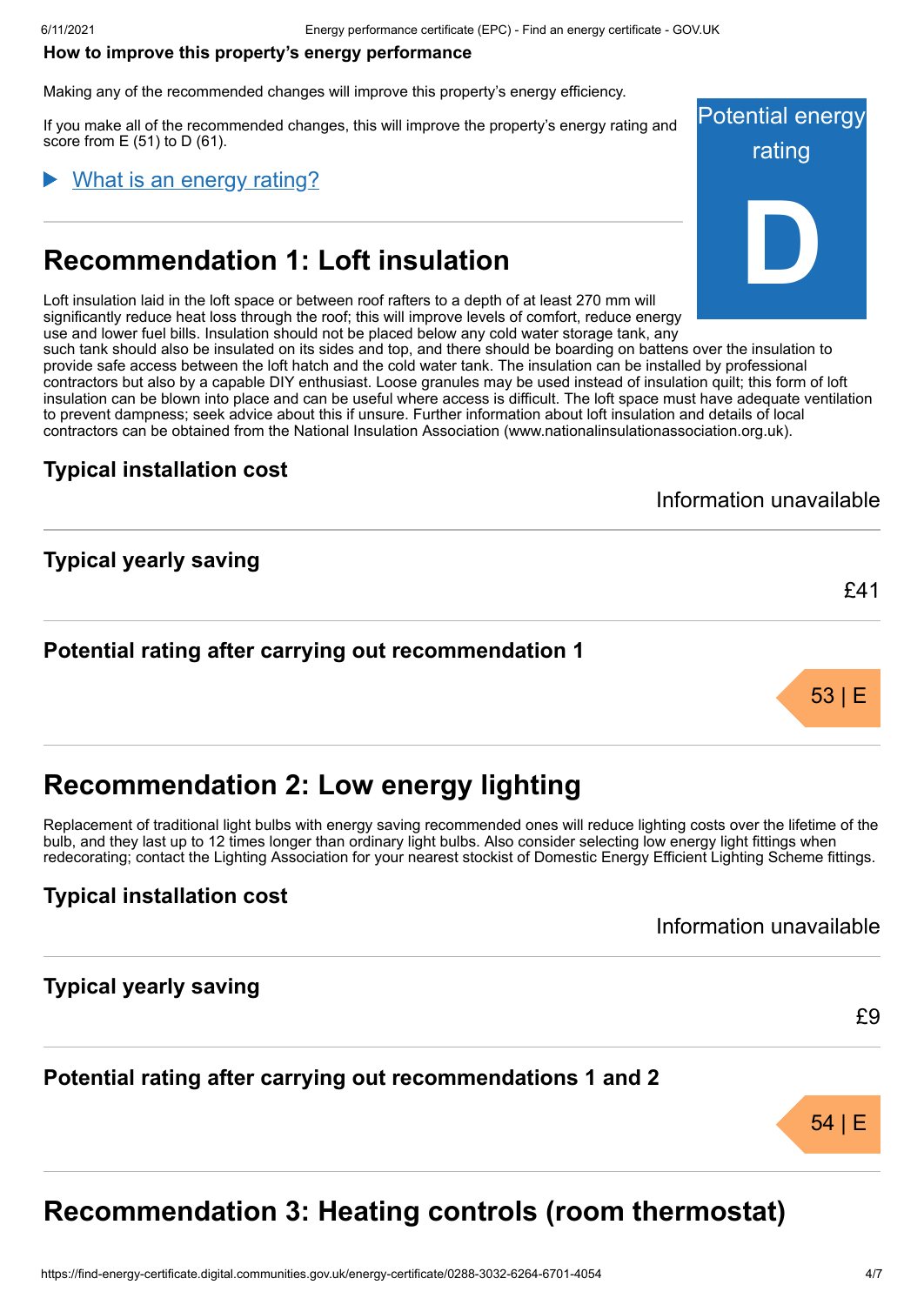### How to improve this property's energy performance

Making any of the recommended changes will improve this property's energy efficiency.

If you make all of the recommended changes, this will improve the property's energy rating and score from E (51) to D (61).

Potential energy rating

**D**

▶ What is an energy rating?

## Recommendation 1: Loft insulation

Loft insulation laid in the loft space or between roof rafters to a depth of at least 270 mm will significantly reduce heat loss through the roof; this will improve levels of comfort, reduce energy use and lower fuel bills. Insulation should not be placed below any cold water storage tank, any such tank should also be insulated on its sides and top, and there should be boarding on battens over the insulation to provide safe access between the loft hatch and the cold water tank. The insulation can be installed by professional contractors but also by a capable DIY enthusiast. Loose granules may be used instead of insulation quilt; this form of loft insulation can be blown into place and can be useful where access is difficult. The loft space must have adequate ventilation to prevent dampness; seek advice about this if unsure. Further information about loft insulation and details of local contractors can be obtained from the National Insulation Association (www.nationalinsulationassociation.org.uk).

### Typical installation cost

Information unavailable

### Typical yearly saving

£41

### Potential rating after carrying out recommendation 1

53 | E

## Recommendation 2: Low energy lighting

Replacement of traditional light bulbs with energy saving recommended ones will reduce lighting costs over the lifetime of the bulb, and they last up to 12 times longer than ordinary light bulbs. Also consider selecting low energy light fittings when redecorating; contact the Lighting Association for your nearest stockist of Domestic Energy Efficient Lighting Scheme fittings.

### Typical installation cost

Information unavailable

### Typical yearly saving

£9

### Potential rating after carrying out recommendations 1 and 2

54 | E

## Recommendation 3: Heating controls (room thermostat)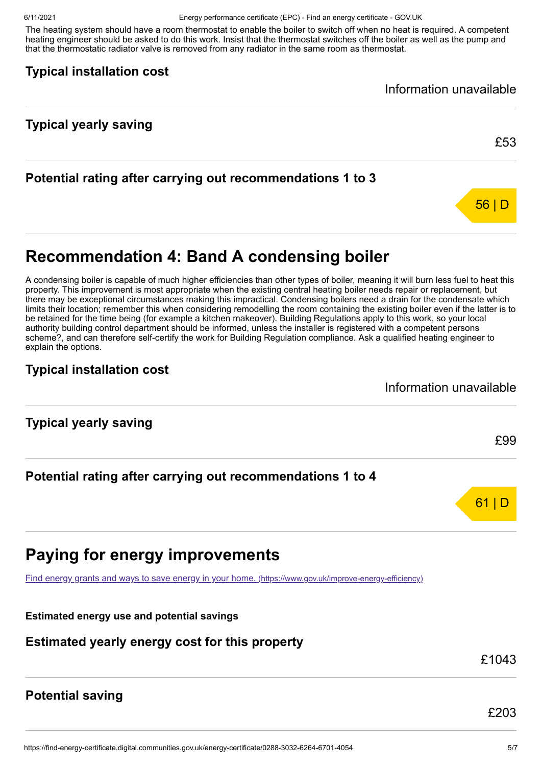The heating system should have a room thermostat to enable the boiler to switch off when no heat is required. A competent heating engineer should be asked to do this work. Insist that the thermostat switches off the boiler as well as the pump and that the thermostatic radiator valve is removed from any radiator in the same room as thermostat.

### Typical installation cost

Information unavailable

### Typical yearly saving

£53

### Potential rating after carrying out recommendations 1 to 3

56 | D

## Recommendation 4: Band A condensing boiler

A condensing boiler is capable of much higher efficiencies than other types of boiler, meaning it will burn less fuel to heat this property. This improvement is most appropriate when the existing central heating boiler needs repair or replacement, but there may be exceptional circumstances making this impractical. Condensing boilers need a drain for the condensate which limits their location; remember this when considering remodelling the room containing the existing boiler even if the latter is to be retained for the time being (for example a kitchen makeover). Building Regulations apply to this work, so your local authority building control department should be informed, unless the installer is registered with a competent persons scheme?, and can therefore self-certify the work for Building Regulation compliance. Ask a qualified heating engineer to explain the options.

### Typical installation cost

Information unavailable

### Typical yearly saving

£99

### Potential rating after carrying out recommendations 1 to 4

61 | D

## Paying for energy improvements

[Find energy grants and ways to save energy in your home.](https://www.gov.uk/improve-energy-efficiency) (https://www.gov.uk/improve-energy-efficiency)

**Estimated energy use and potential savings**

### Estimated yearly energy cost for this property

£1043

### Potential saving

£203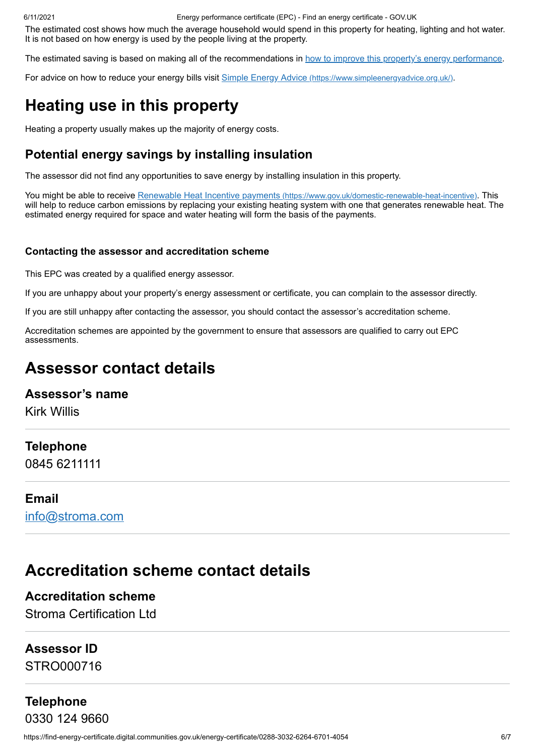The estimated cost shows how much the average household would spend in this property for heating, lighting and hot water. It is not based on how energy is used by the people living at the property.

The estimated saving is based on making all of the recommendations in [how to improve this property's energy performance](#).

For advice on how to reduce your energy bills visit [Simple Energy Advice (https://www.simpleenergyadvice.org.uk/)](https://www.simpleenergyadvice.org.uk/).

# Heating use in this property

Heating a property usually makes up the majority of energy costs.

## Potential energy savings by installing insulation

The assessor did not find any opportunities to save energy by installing insulation in this property.

You might be able to receive [Renewable Heat Incentive payments (https://www.gov.uk/domestic-renewable-heat-incentive)](https://www.gov.uk/domestic-renewable-heat-incentive). This will help to reduce carbon emissions by replacing your existing heating system with one that generates renewable heat. The estimated energy required for space and water heating will form the basis of the payments.

### Contacting the assessor and accreditation scheme

This EPC was created by a qualified energy assessor.

If you are unhappy about your property's energy assessment or certificate, you can complain to the assessor directly.

If you are still unhappy after contacting the assessor, you should contact the assessor's accreditation scheme.

Accreditation schemes are appointed by the government to ensure that assessors are qualified to carry out EPC assessments.

# Assessor contact details

## Assessor's name

Kirk Willis

## Telephone

0845 6211111

## Email

[info@stroma.com](mailto:info@stroma.com)

# Accreditation scheme contact details

## Accreditation scheme

Stroma Certification Ltd

## Assessor ID

STRO000716

## Telephone

0330 124 9660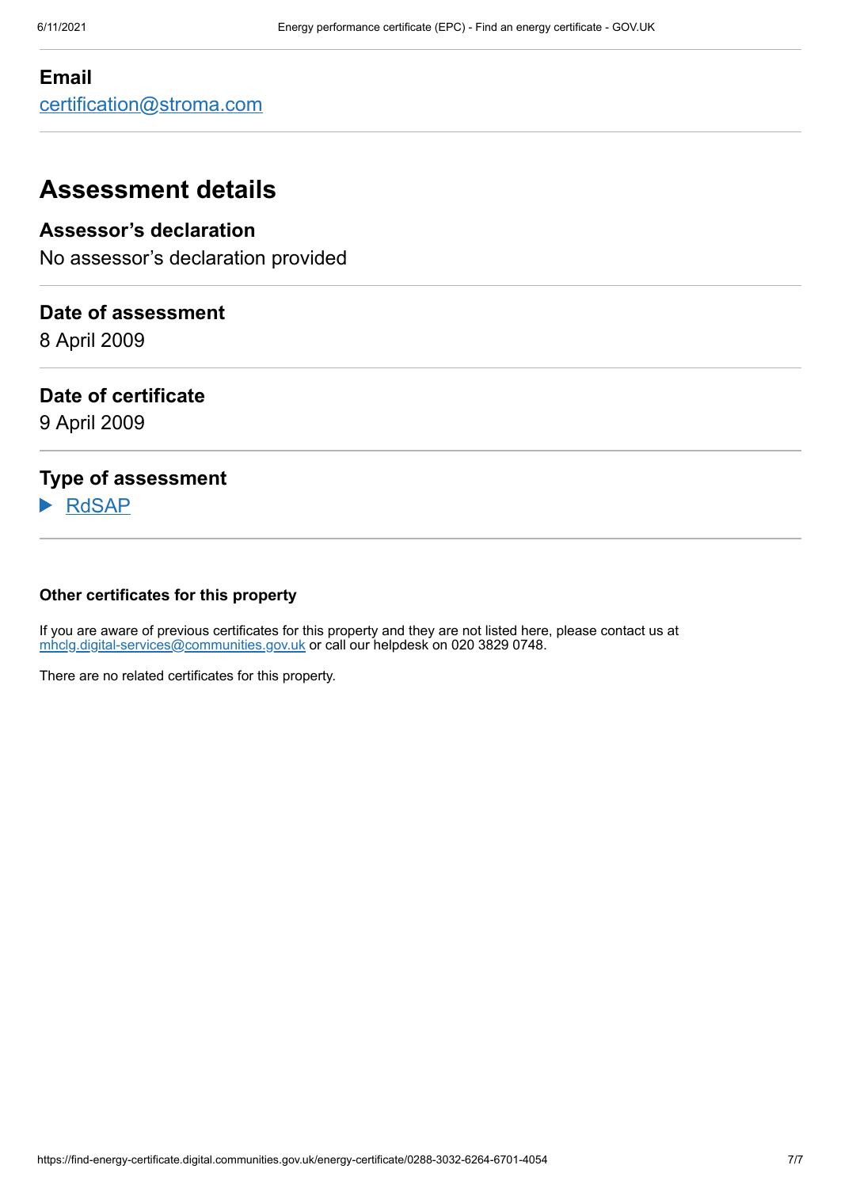### Email

certification@stroma.com

## Assessment details

### Assessor's declaration

No assessor's declaration provided

### Date of assessment

8 April 2009

### Date of certificate

9 April 2009

### Type of assessment

▶ RdSAP

#### Other certificates for this property

If you are aware of previous certificates for this property and they are not listed here, please contact us at mhclg.digital-services@communities.gov.uk or call our helpdesk on 020 3829 0748.

There are no related certificates for this property.